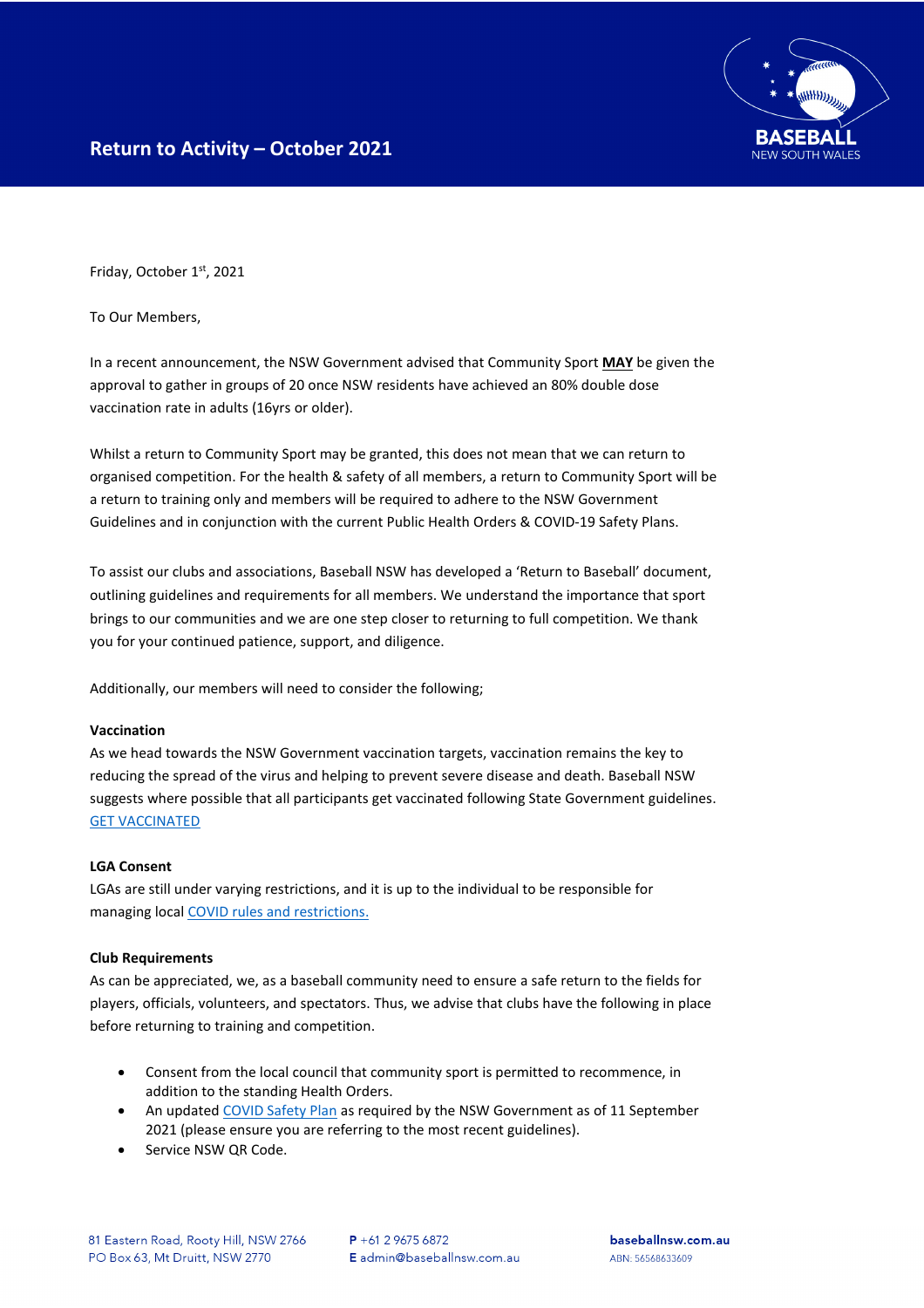# Return to Activity – October 2021

Friday, October 1st, 2021

To Our Members,

In a recent announcement, the NSW Government advised that Community Sport **MAY** be given the approval to gather in groups of 20 once NSW residents have achieved an 80% double dose vaccination rate in adults (16yrs or older).

Whilst a return to Community Sport may be granted, this does not mean that we can return to organised competition. For the health & safety of all members, a return to Community Sport will be a return to training only and members will be required to adhere to the NSW Government Guidelines and in conjunction with the current Public Health Orders & COVID-19 Safety Plans.

To assist our clubs and associations, Baseball NSW has developed a 'Return to Baseball' document, outlining guidelines and requirements for all members. We understand the importance that sport brings to our communities and we are one step closer to returning to full competition. We thank you for your continued patience, support, and diligence.

Additionally, our members will need to consider the following;

**Vaccination**

As we head towards the NSW Government vaccination targets, vaccination remains the key to reducing the spread of the virus and helping to prevent severe disease and death. Baseball NSW suggests where possible that all participants get vaccinated following State Government guidelines. GET VACCINATED

**LGA Consent**

LGAs are still under varying restrictions, and it is up to the individual to be responsible for managing local COVID rules and restrictions.

**Club Requirements**

As can be appreciated, we, as a baseball community need to ensure a safe return to the fields for players, officials, volunteers, and spectators. Thus, we advise that clubs have the following in place before returning to training and competition.

- Consent from the local council that community sport is permitted to recommence, in addition to the standing Health Orders.
- An updated COVID Safety Plan as required by the NSW Government as of 11 September 2021 (please ensure you are referring to the most recent guidelines).
- Service NSW QR Code.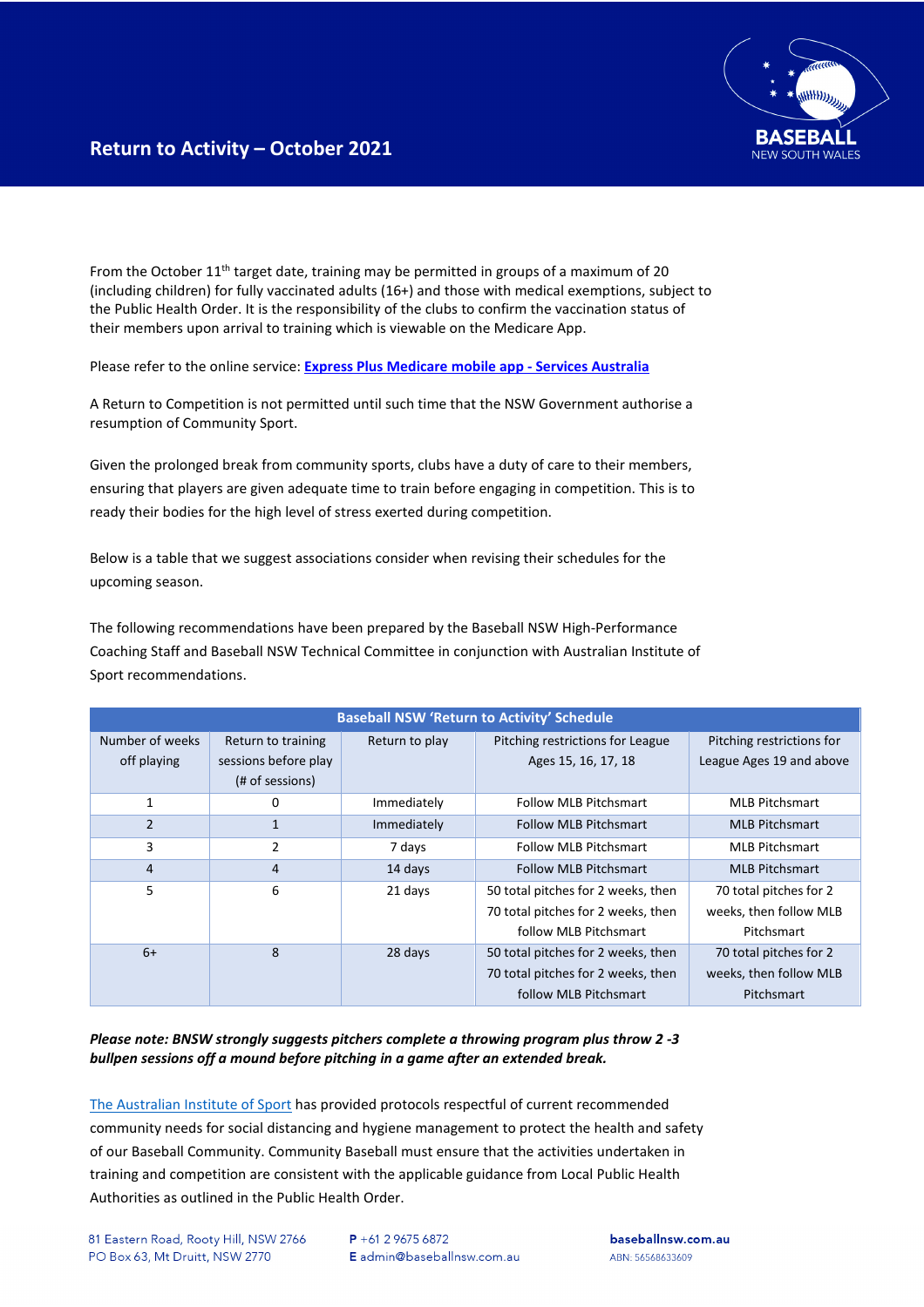## Return to Activity – October 2021

From the October 11th target date, training may be permitted in groups of a maximum of 20 (including children) for fully vaccinated adults (16+) and those with medical exemptions, subject to the Public Health Order. It is the responsibility of the clubs to confirm the vaccination status of their members upon arrival to training which is viewable on the Medicare App.

Please refer to the online service: **Express Plus Medicare mobile app - Services Australia**

A Return to Competition is not permitted until such time that the NSW Government authorise a resumption of Community Sport.

Given the prolonged break from community sports, clubs have a duty of care to their members, ensuring that players are given adequate time to train before engaging in competition. This is to ready their bodies for the high level of stress exerted during competition.

Below is a table that we suggest associations consider when revising their schedules for the upcoming season.

The following recommendations have been prepared by the Baseball NSW High-Performance Coaching Staff and Baseball NSW Technical Committee in conjunction with Australian Institute of Sport recommendations.

| Baseball NSW 'Return to Activity' Schedule | | | | |
|---|---|---|---|---|
| Number of weeks off playing | Return to training sessions before play (# of sessions) | Return to play | Pitching restrictions for League Ages 15, 16, 17, 18 | Pitching restrictions for League Ages 19 and above |
| 1 | 0 | Immediately | Follow MLB Pitchsmart | MLB Pitchsmart |
| 2 | 1 | Immediately | Follow MLB Pitchsmart | MLB Pitchsmart |
| 3 | 2 | 7 days | Follow MLB Pitchsmart | MLB Pitchsmart |
| 4 | 4 | 14 days | Follow MLB Pitchsmart | MLB Pitchsmart |
| 5 | 6 | 21 days | 50 total pitches for 2 weeks, then 70 total pitches for 2 weeks, then follow MLB Pitchsmart | 70 total pitches for 2 weeks, then follow MLB Pitchsmart |
| 6+ | 8 | 28 days | 50 total pitches for 2 weeks, then 70 total pitches for 2 weeks, then follow MLB Pitchsmart | 70 total pitches for 2 weeks, then follow MLB Pitchsmart |

***Please note: BNSW strongly suggests pitchers complete a throwing program plus throw 2 -3 bullpen sessions off a mound before pitching in a game after an extended break.***

The Australian Institute of Sport has provided protocols respectful of current recommended community needs for social distancing and hygiene management to protect the health and safety of our Baseball Community. Community Baseball must ensure that the activities undertaken in training and competition are consistent with the applicable guidance from Local Public Health Authorities as outlined in the Public Health Order.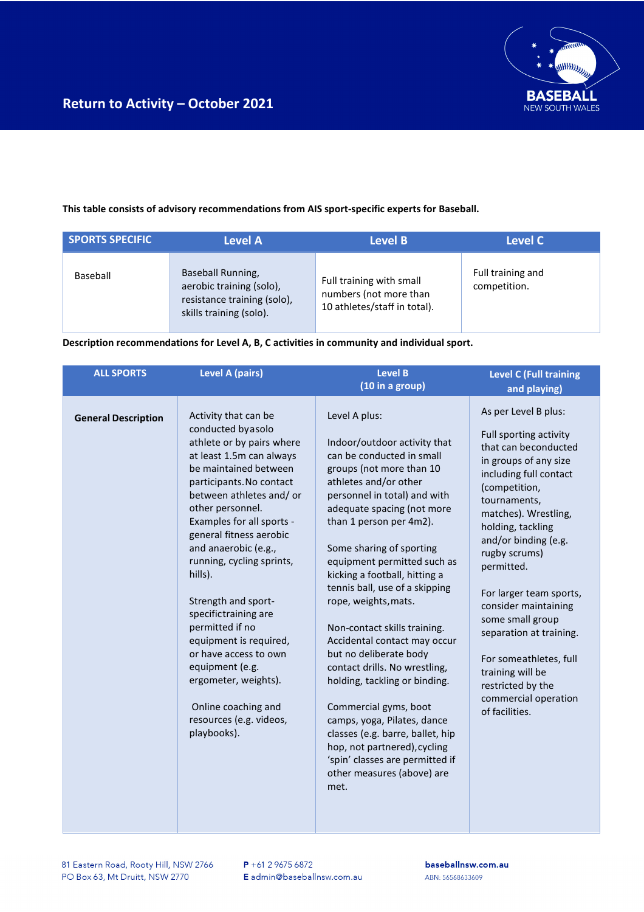# Return to Activity – October 2021

**This table consists of advisory recommendations from AIS sport-specific experts for Baseball.**

| SPORTS SPECIFIC | Level A | Level B | Level C |
|---|---|---|---|
| Baseball | Baseball Running, aerobic training (solo), resistance training (solo), skills training (solo). | Full training with small numbers (not more than 10 athletes/staff in total). | Full training and competition. |

**Description recommendations for Level A, B, C activities in community and individual sport.**

| ALL SPORTS | Level A (pairs) | Level B (10 in a group) | Level C (Full training and playing) |
|---|---|---|---|
| **General Description** | Activity that can be conducted by a solo athlete or by pairs where at least 1.5m can always be maintained between participants. No contact between athletes and/ or other personnel. Examples for all sports - general fitness aerobic and anaerobic (e.g., running, cycling sprints, hills).<br><br>Strength and sport-specific training are permitted if no equipment is required, or have access to own equipment (e.g. ergometer, weights).<br><br>Online coaching and resources (e.g. videos, playbooks). | Level A plus:<br><br>Indoor/outdoor activity that can be conducted in small groups (not more than 10 athletes and/or other personnel in total) and with adequate spacing (not more than 1 person per 4m2).<br><br>Some sharing of sporting equipment permitted such as kicking a football, hitting a tennis ball, use of a skipping rope, weights, mats.<br><br>Non-contact skills training. Accidental contact may occur but no deliberate body contact drills. No wrestling, holding, tackling or binding.<br><br>Commercial gyms, boot camps, yoga, Pilates, dance classes (e.g. barre, ballet, hip hop, not partnered), cycling 'spin' classes are permitted if other measures (above) are met. | As per Level B plus:<br><br>Full sporting activity that can be conducted in groups of any size including full contact (competition, tournaments, matches). Wrestling, holding, tackling and/or binding (e.g. rugby scrums) permitted.<br><br>For larger team sports, consider maintaining some small group separation at training.<br><br>For some athletes, full training will be restricted by the commercial operation of facilities. |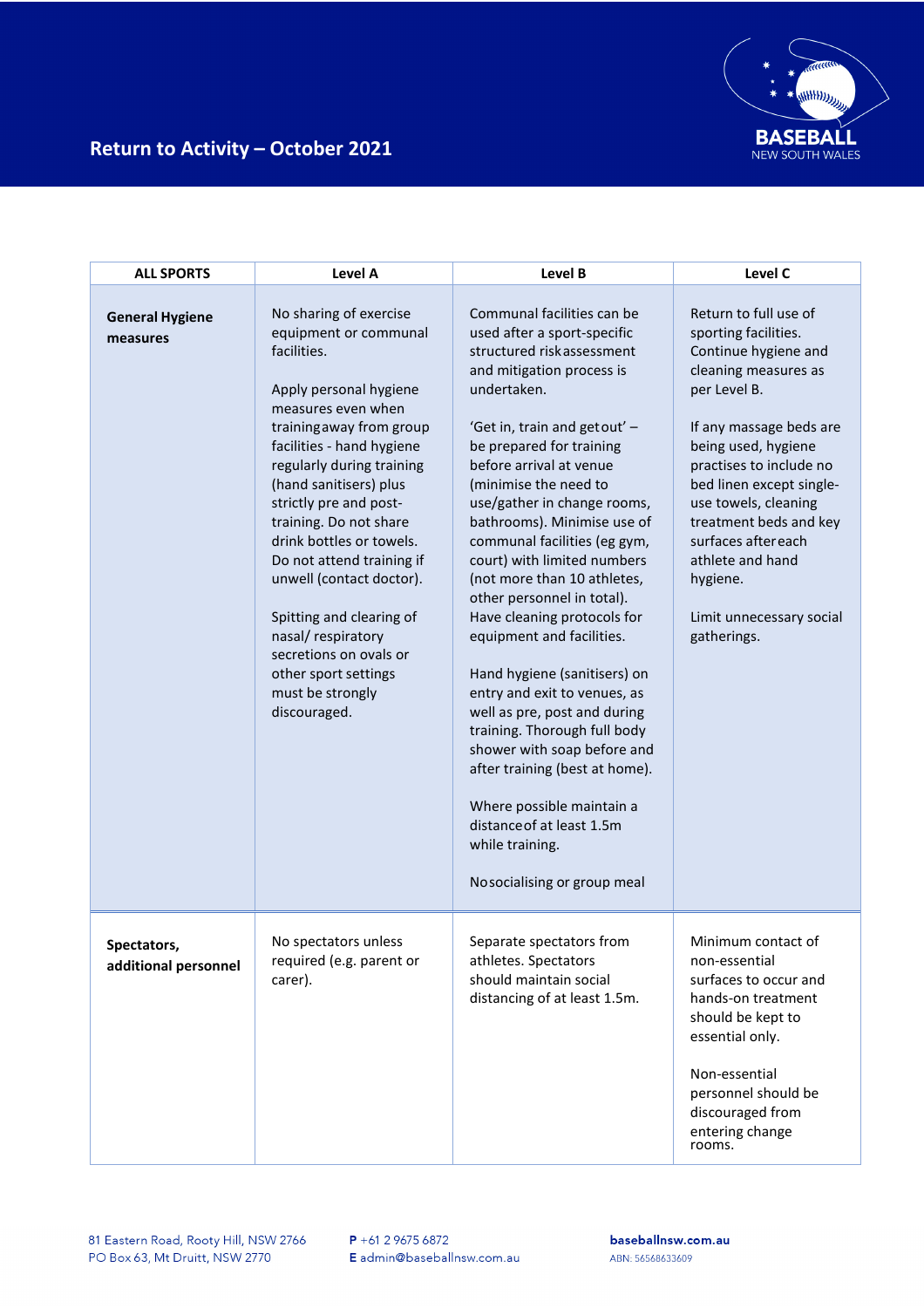## Return to Activity – October 2021

| ALL SPORTS | Level A | Level B | Level C |
|---|---|---|---|
| **General Hygiene measures** | No sharing of exercise equipment or communal facilities.<br><br>Apply personal hygiene measures even when training away from group facilities - hand hygiene regularly during training (hand sanitisers) plus strictly pre and post-training. Do not share drink bottles or towels. Do not attend training if unwell (contact doctor).<br><br>Spitting and clearing of nasal/ respiratory secretions on ovals or other sport settings must be strongly discouraged. | Communal facilities can be used after a sport-specific structured risk assessment and mitigation process is undertaken.<br><br>'Get in, train and get out' – be prepared for training before arrival at venue (minimise the need to use/gather in change rooms, bathrooms). Minimise use of communal facilities (eg gym, court) with limited numbers (not more than 10 athletes, other personnel in total). Have cleaning protocols for equipment and facilities.<br><br>Hand hygiene (sanitisers) on entry and exit to venues, as well as pre, post and during training. Thorough full body shower with soap before and after training (best at home).<br><br>Where possible maintain a distance of at least 1.5m while training.<br><br>No socialising or group meal | Return to full use of sporting facilities. Continue hygiene and cleaning measures as per Level B.<br><br>If any massage beds are being used, hygiene practises to include no bed linen except single-use towels, cleaning treatment beds and key surfaces after each athlete and hand hygiene.<br><br>Limit unnecessary social gatherings. |
| **Spectators, additional personnel** | No spectators unless required (e.g. parent or carer). | Separate spectators from athletes. Spectators should maintain social distancing of at least 1.5m. | Minimum contact of non-essential surfaces to occur and hands-on treatment should be kept to essential only.<br><br>Non-essential personnel should be discouraged from entering change rooms. |

81 Eastern Road, Rooty Hill, NSW 2766
PO Box 63, Mt Druitt, NSW 2770

**P** +61 2 9675 6872
**E** admin@baseballnsw.com.au

**baseballnsw.com.au**
ABN: 56568633609